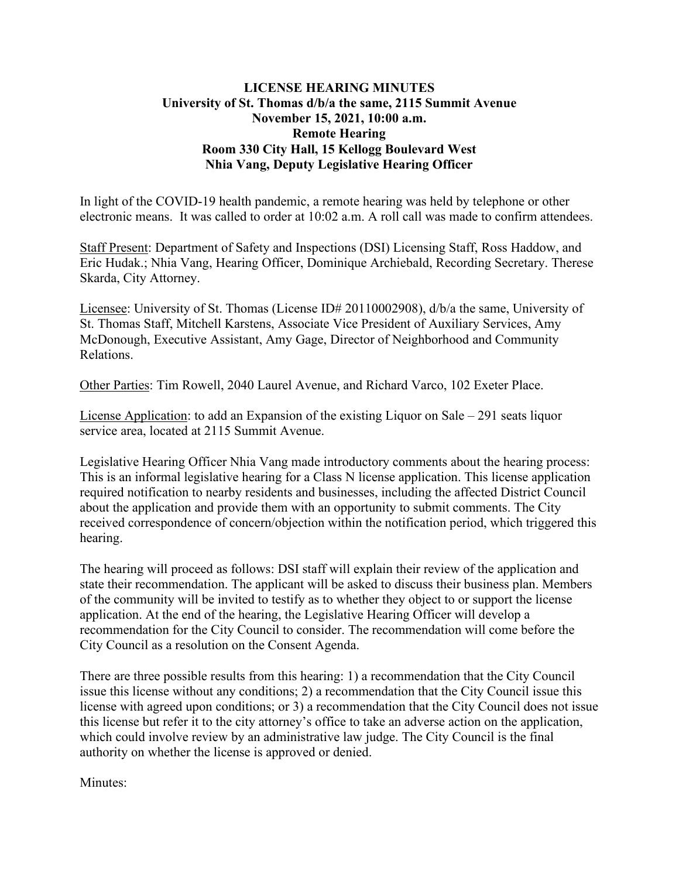**LICENSE HEARING MINUTES**
**University of St. Thomas d/b/a the same, 2115 Summit Avenue**
**November 15, 2021, 10:00 a.m.**
**Remote Hearing**
**Room 330 City Hall, 15 Kellogg Boulevard West**
**Nhia Vang, Deputy Legislative Hearing Officer**

In light of the COVID-19 health pandemic, a remote hearing was held by telephone or other electronic means. It was called to order at 10:02 a.m. A roll call was made to confirm attendees.

Staff Present: Department of Safety and Inspections (DSI) Licensing Staff, Ross Haddow, and Eric Hudak.; Nhia Vang, Hearing Officer, Dominique Archiebald, Recording Secretary. Therese Skarda, City Attorney.

Licensee: University of St. Thomas (License ID# 20110002908), d/b/a the same, University of St. Thomas Staff, Mitchell Karstens, Associate Vice President of Auxiliary Services, Amy McDonough, Executive Assistant, Amy Gage, Director of Neighborhood and Community Relations.

Other Parties: Tim Rowell, 2040 Laurel Avenue, and Richard Varco, 102 Exeter Place.

License Application: to add an Expansion of the existing Liquor on Sale – 291 seats liquor service area, located at 2115 Summit Avenue.

Legislative Hearing Officer Nhia Vang made introductory comments about the hearing process: This is an informal legislative hearing for a Class N license application. This license application required notification to nearby residents and businesses, including the affected District Council about the application and provide them with an opportunity to submit comments. The City received correspondence of concern/objection within the notification period, which triggered this hearing.

The hearing will proceed as follows: DSI staff will explain their review of the application and state their recommendation. The applicant will be asked to discuss their business plan. Members of the community will be invited to testify as to whether they object to or support the license application. At the end of the hearing, the Legislative Hearing Officer will develop a recommendation for the City Council to consider. The recommendation will come before the City Council as a resolution on the Consent Agenda.

There are three possible results from this hearing: 1) a recommendation that the City Council issue this license without any conditions; 2) a recommendation that the City Council issue this license with agreed upon conditions; or 3) a recommendation that the City Council does not issue this license but refer it to the city attorney's office to take an adverse action on the application, which could involve review by an administrative law judge. The City Council is the final authority on whether the license is approved or denied.

Minutes: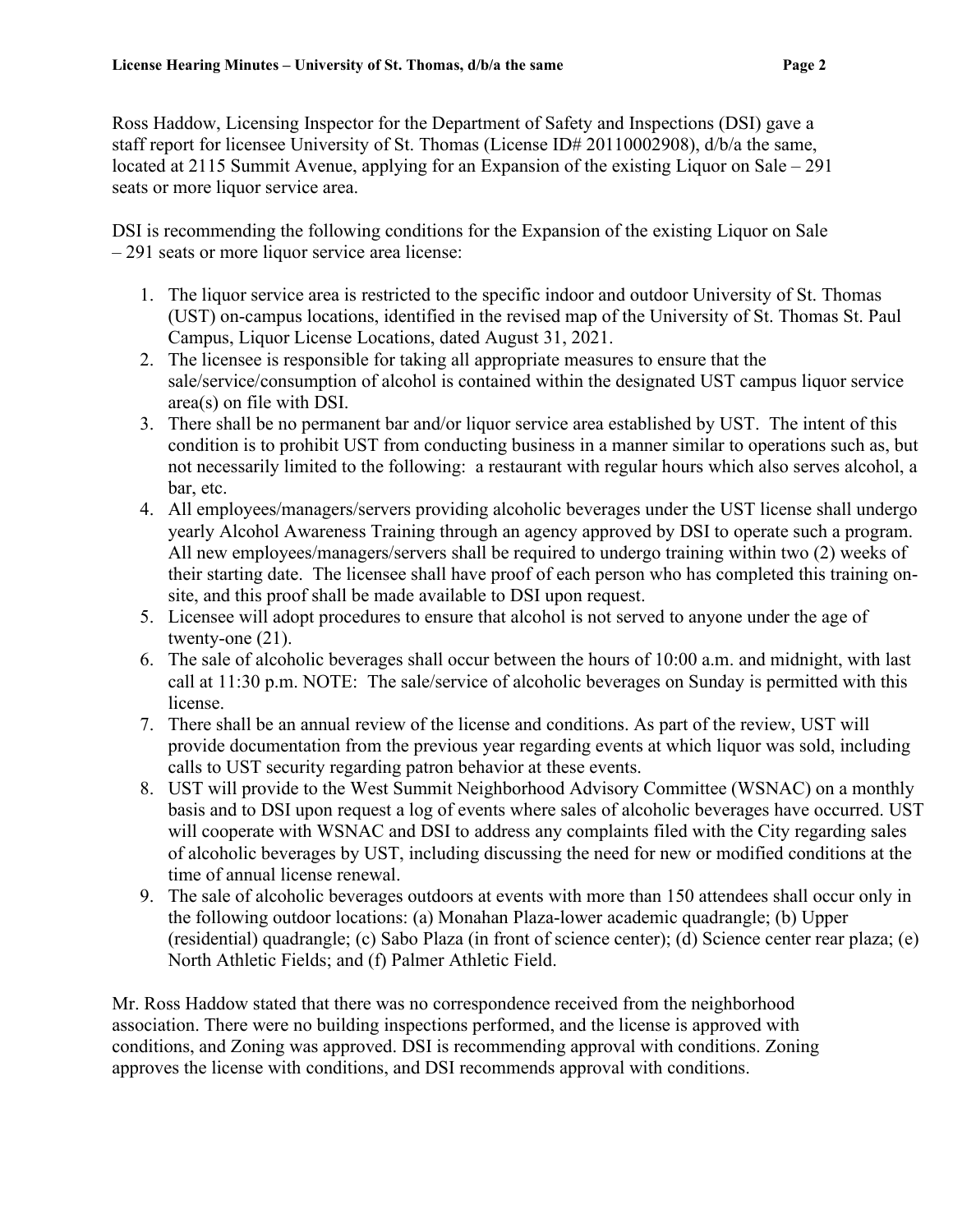Ross Haddow, Licensing Inspector for the Department of Safety and Inspections (DSI) gave a staff report for licensee University of St. Thomas (License ID# 20110002908), d/b/a the same, located at 2115 Summit Avenue, applying for an Expansion of the existing Liquor on Sale – 291 seats or more liquor service area.

DSI is recommending the following conditions for the Expansion of the existing Liquor on Sale – 291 seats or more liquor service area license:

1. The liquor service area is restricted to the specific indoor and outdoor University of St. Thomas (UST) on-campus locations, identified in the revised map of the University of St. Thomas St. Paul Campus, Liquor License Locations, dated August 31, 2021.
2. The licensee is responsible for taking all appropriate measures to ensure that the sale/service/consumption of alcohol is contained within the designated UST campus liquor service area(s) on file with DSI.
3. There shall be no permanent bar and/or liquor service area established by UST. The intent of this condition is to prohibit UST from conducting business in a manner similar to operations such as, but not necessarily limited to the following: a restaurant with regular hours which also serves alcohol, a bar, etc.
4. All employees/managers/servers providing alcoholic beverages under the UST license shall undergo yearly Alcohol Awareness Training through an agency approved by DSI to operate such a program. All new employees/managers/servers shall be required to undergo training within two (2) weeks of their starting date. The licensee shall have proof of each person who has completed this training on-site, and this proof shall be made available to DSI upon request.
5. Licensee will adopt procedures to ensure that alcohol is not served to anyone under the age of twenty-one (21).
6. The sale of alcoholic beverages shall occur between the hours of 10:00 a.m. and midnight, with last call at 11:30 p.m. NOTE: The sale/service of alcoholic beverages on Sunday is permitted with this license.
7. There shall be an annual review of the license and conditions. As part of the review, UST will provide documentation from the previous year regarding events at which liquor was sold, including calls to UST security regarding patron behavior at these events.
8. UST will provide to the West Summit Neighborhood Advisory Committee (WSNAC) on a monthly basis and to DSI upon request a log of events where sales of alcoholic beverages have occurred. UST will cooperate with WSNAC and DSI to address any complaints filed with the City regarding sales of alcoholic beverages by UST, including discussing the need for new or modified conditions at the time of annual license renewal.
9. The sale of alcoholic beverages outdoors at events with more than 150 attendees shall occur only in the following outdoor locations: (a) Monahan Plaza-lower academic quadrangle; (b) Upper (residential) quadrangle; (c) Sabo Plaza (in front of science center); (d) Science center rear plaza; (e) North Athletic Fields; and (f) Palmer Athletic Field.

Mr. Ross Haddow stated that there was no correspondence received from the neighborhood association. There were no building inspections performed, and the license is approved with conditions, and Zoning was approved. DSI is recommending approval with conditions. Zoning approves the license with conditions, and DSI recommends approval with conditions.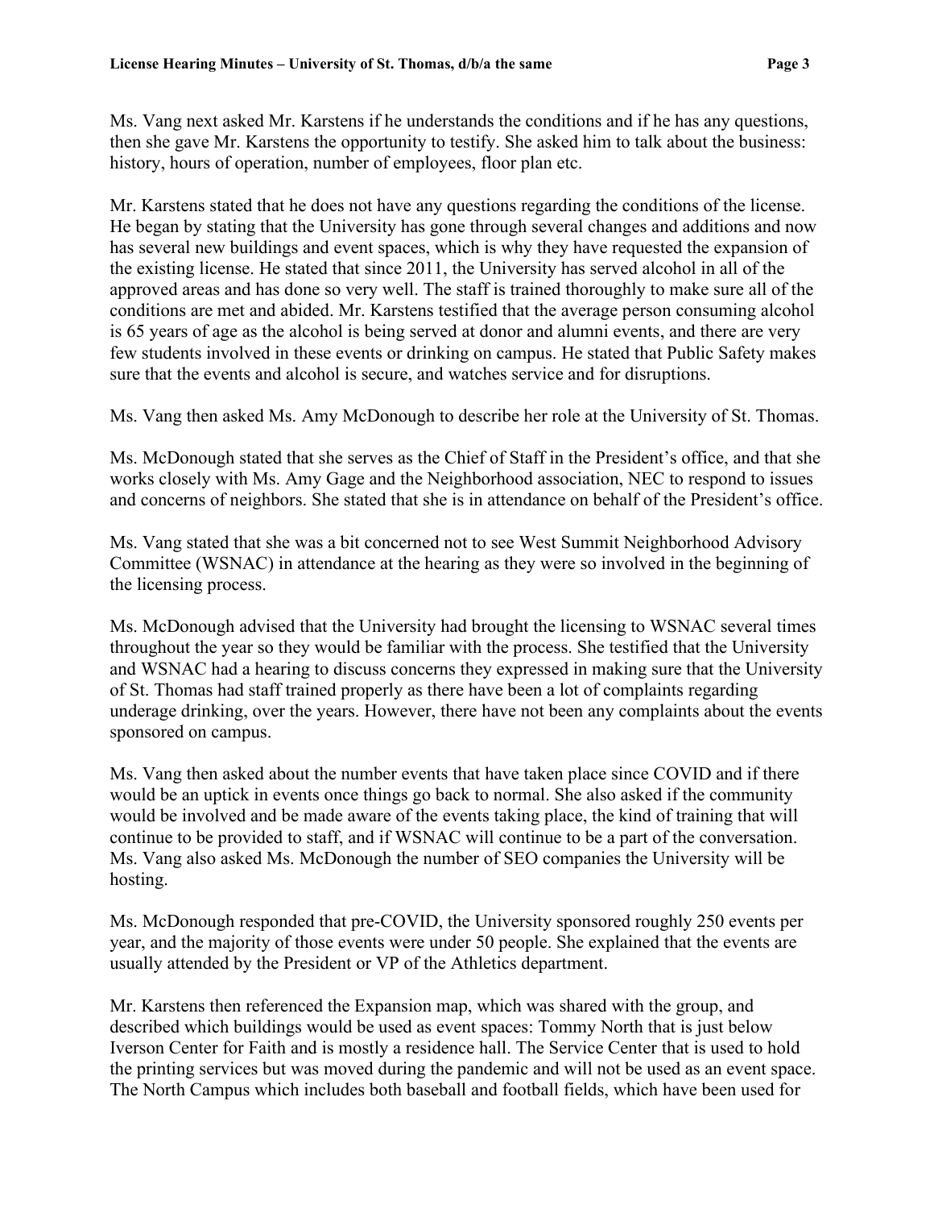Ms. Vang next asked Mr. Karstens if he understands the conditions and if he has any questions, then she gave Mr. Karstens the opportunity to testify. She asked him to talk about the business: history, hours of operation, number of employees, floor plan etc.

Mr. Karstens stated that he does not have any questions regarding the conditions of the license. He began by stating that the University has gone through several changes and additions and now has several new buildings and event spaces, which is why they have requested the expansion of the existing license. He stated that since 2011, the University has served alcohol in all of the approved areas and has done so very well. The staff is trained thoroughly to make sure all of the conditions are met and abided. Mr. Karstens testified that the average person consuming alcohol is 65 years of age as the alcohol is being served at donor and alumni events, and there are very few students involved in these events or drinking on campus. He stated that Public Safety makes sure that the events and alcohol is secure, and watches service and for disruptions.

Ms. Vang then asked Ms. Amy McDonough to describe her role at the University of St. Thomas.

Ms. McDonough stated that she serves as the Chief of Staff in the President's office, and that she works closely with Ms. Amy Gage and the Neighborhood association, NEC to respond to issues and concerns of neighbors. She stated that she is in attendance on behalf of the President's office.

Ms. Vang stated that she was a bit concerned not to see West Summit Neighborhood Advisory Committee (WSNAC) in attendance at the hearing as they were so involved in the beginning of the licensing process.

Ms. McDonough advised that the University had brought the licensing to WSNAC several times throughout the year so they would be familiar with the process. She testified that the University and WSNAC had a hearing to discuss concerns they expressed in making sure that the University of St. Thomas had staff trained properly as there have been a lot of complaints regarding underage drinking, over the years. However, there have not been any complaints about the events sponsored on campus.

Ms. Vang then asked about the number events that have taken place since COVID and if there would be an uptick in events once things go back to normal. She also asked if the community would be involved and be made aware of the events taking place, the kind of training that will continue to be provided to staff, and if WSNAC will continue to be a part of the conversation. Ms. Vang also asked Ms. McDonough the number of SEO companies the University will be hosting.

Ms. McDonough responded that pre-COVID, the University sponsored roughly 250 events per year, and the majority of those events were under 50 people. She explained that the events are usually attended by the President or VP of the Athletics department.

Mr. Karstens then referenced the Expansion map, which was shared with the group, and described which buildings would be used as event spaces: Tommy North that is just below Iverson Center for Faith and is mostly a residence hall. The Service Center that is used to hold the printing services but was moved during the pandemic and will not be used as an event space. The North Campus which includes both baseball and football fields, which have been used for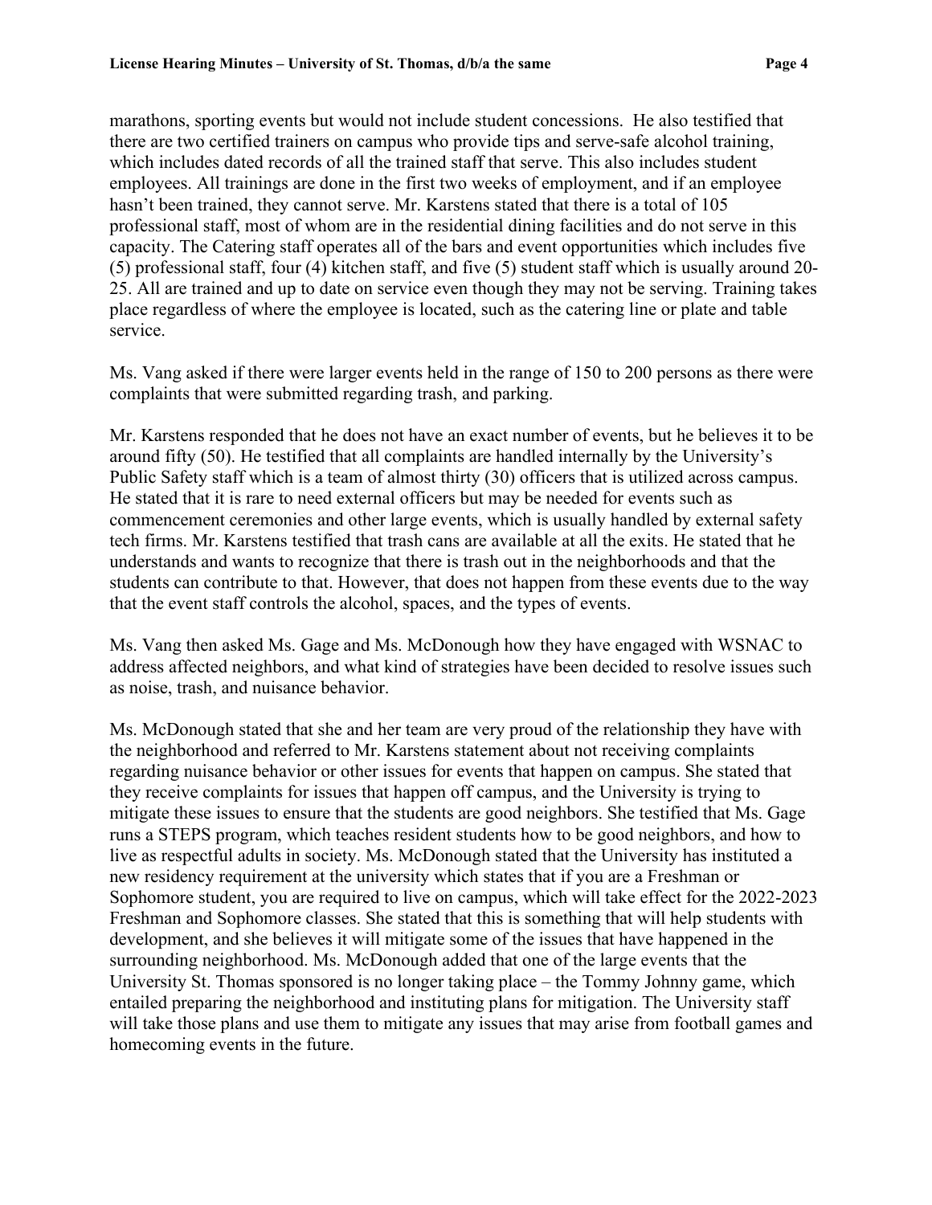marathons, sporting events but would not include student concessions. He also testified that there are two certified trainers on campus who provide tips and serve-safe alcohol training, which includes dated records of all the trained staff that serve. This also includes student employees. All trainings are done in the first two weeks of employment, and if an employee hasn't been trained, they cannot serve. Mr. Karstens stated that there is a total of 105 professional staff, most of whom are in the residential dining facilities and do not serve in this capacity. The Catering staff operates all of the bars and event opportunities which includes five (5) professional staff, four (4) kitchen staff, and five (5) student staff which is usually around 20-25. All are trained and up to date on service even though they may not be serving. Training takes place regardless of where the employee is located, such as the catering line or plate and table service.

Ms. Vang asked if there were larger events held in the range of 150 to 200 persons as there were complaints that were submitted regarding trash, and parking.

Mr. Karstens responded that he does not have an exact number of events, but he believes it to be around fifty (50). He testified that all complaints are handled internally by the University's Public Safety staff which is a team of almost thirty (30) officers that is utilized across campus. He stated that it is rare to need external officers but may be needed for events such as commencement ceremonies and other large events, which is usually handled by external safety tech firms. Mr. Karstens testified that trash cans are available at all the exits. He stated that he understands and wants to recognize that there is trash out in the neighborhoods and that the students can contribute to that. However, that does not happen from these events due to the way that the event staff controls the alcohol, spaces, and the types of events.

Ms. Vang then asked Ms. Gage and Ms. McDonough how they have engaged with WSNAC to address affected neighbors, and what kind of strategies have been decided to resolve issues such as noise, trash, and nuisance behavior.

Ms. McDonough stated that she and her team are very proud of the relationship they have with the neighborhood and referred to Mr. Karstens statement about not receiving complaints regarding nuisance behavior or other issues for events that happen on campus. She stated that they receive complaints for issues that happen off campus, and the University is trying to mitigate these issues to ensure that the students are good neighbors. She testified that Ms. Gage runs a STEPS program, which teaches resident students how to be good neighbors, and how to live as respectful adults in society. Ms. McDonough stated that the University has instituted a new residency requirement at the university which states that if you are a Freshman or Sophomore student, you are required to live on campus, which will take effect for the 2022-2023 Freshman and Sophomore classes. She stated that this is something that will help students with development, and she believes it will mitigate some of the issues that have happened in the surrounding neighborhood. Ms. McDonough added that one of the large events that the University St. Thomas sponsored is no longer taking place – the Tommy Johnny game, which entailed preparing the neighborhood and instituting plans for mitigation. The University staff will take those plans and use them to mitigate any issues that may arise from football games and homecoming events in the future.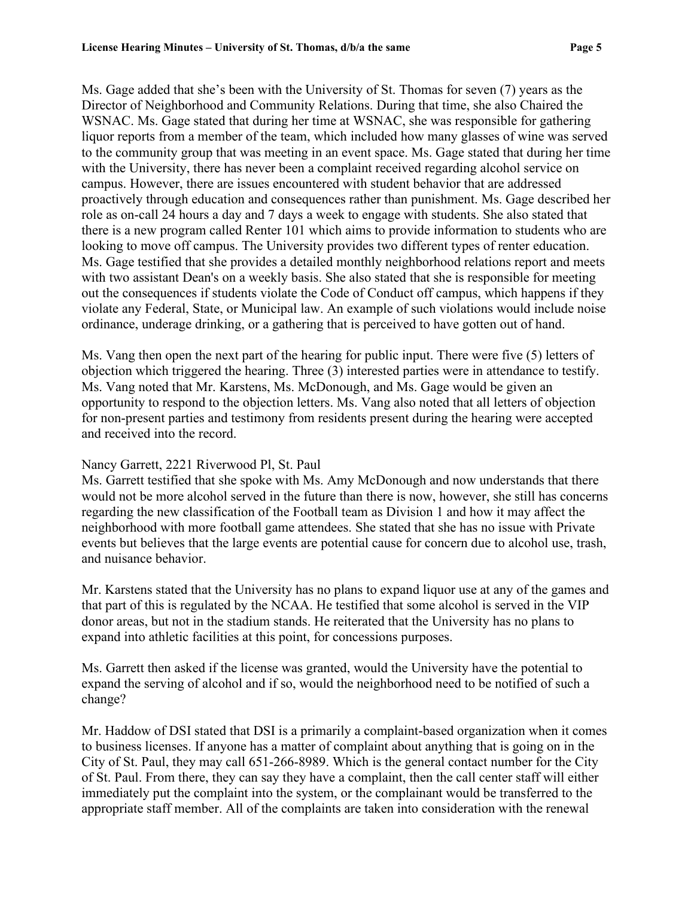Ms. Gage added that she's been with the University of St. Thomas for seven (7) years as the Director of Neighborhood and Community Relations. During that time, she also Chaired the WSNAC. Ms. Gage stated that during her time at WSNAC, she was responsible for gathering liquor reports from a member of the team, which included how many glasses of wine was served to the community group that was meeting in an event space. Ms. Gage stated that during her time with the University, there has never been a complaint received regarding alcohol service on campus. However, there are issues encountered with student behavior that are addressed proactively through education and consequences rather than punishment. Ms. Gage described her role as on-call 24 hours a day and 7 days a week to engage with students. She also stated that there is a new program called Renter 101 which aims to provide information to students who are looking to move off campus. The University provides two different types of renter education. Ms. Gage testified that she provides a detailed monthly neighborhood relations report and meets with two assistant Dean's on a weekly basis. She also stated that she is responsible for meeting out the consequences if students violate the Code of Conduct off campus, which happens if they violate any Federal, State, or Municipal law. An example of such violations would include noise ordinance, underage drinking, or a gathering that is perceived to have gotten out of hand.

Ms. Vang then open the next part of the hearing for public input. There were five (5) letters of objection which triggered the hearing. Three (3) interested parties were in attendance to testify. Ms. Vang noted that Mr. Karstens, Ms. McDonough, and Ms. Gage would be given an opportunity to respond to the objection letters. Ms. Vang also noted that all letters of objection for non-present parties and testimony from residents present during the hearing were accepted and received into the record.

Nancy Garrett, 2221 Riverwood Pl, St. Paul
Ms. Garrett testified that she spoke with Ms. Amy McDonough and now understands that there would not be more alcohol served in the future than there is now, however, she still has concerns regarding the new classification of the Football team as Division 1 and how it may affect the neighborhood with more football game attendees. She stated that she has no issue with Private events but believes that the large events are potential cause for concern due to alcohol use, trash, and nuisance behavior.

Mr. Karstens stated that the University has no plans to expand liquor use at any of the games and that part of this is regulated by the NCAA. He testified that some alcohol is served in the VIP donor areas, but not in the stadium stands. He reiterated that the University has no plans to expand into athletic facilities at this point, for concessions purposes.

Ms. Garrett then asked if the license was granted, would the University have the potential to expand the serving of alcohol and if so, would the neighborhood need to be notified of such a change?

Mr. Haddow of DSI stated that DSI is a primarily a complaint-based organization when it comes to business licenses. If anyone has a matter of complaint about anything that is going on in the City of St. Paul, they may call 651-266-8989. Which is the general contact number for the City of St. Paul. From there, they can say they have a complaint, then the call center staff will either immediately put the complaint into the system, or the complainant would be transferred to the appropriate staff member. All of the complaints are taken into consideration with the renewal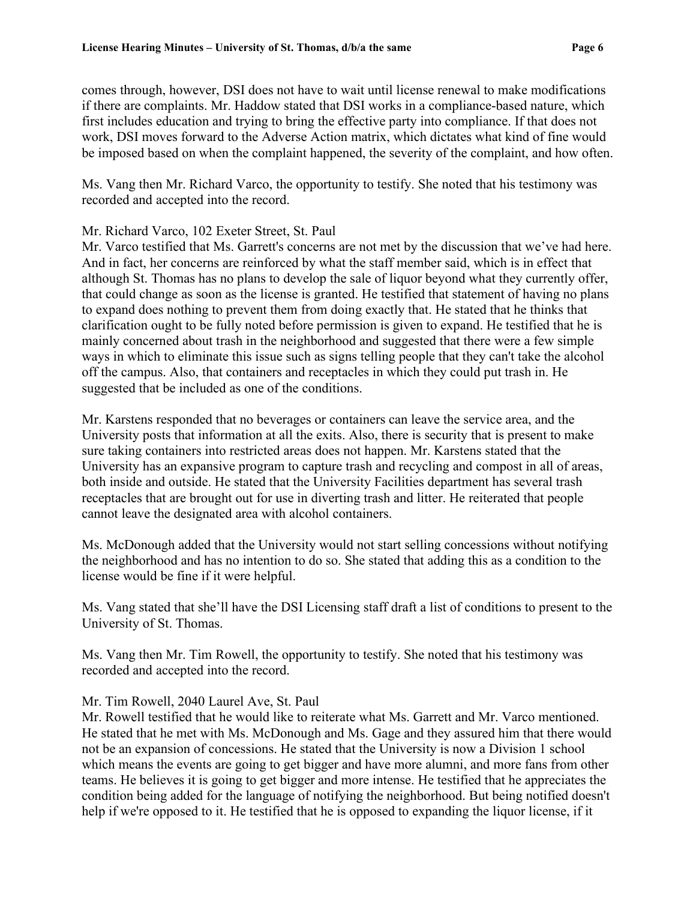comes through, however, DSI does not have to wait until license renewal to make modifications if there are complaints. Mr. Haddow stated that DSI works in a compliance-based nature, which first includes education and trying to bring the effective party into compliance. If that does not work, DSI moves forward to the Adverse Action matrix, which dictates what kind of fine would be imposed based on when the complaint happened, the severity of the complaint, and how often.

Ms. Vang then Mr. Richard Varco, the opportunity to testify. She noted that his testimony was recorded and accepted into the record.

Mr. Richard Varco, 102 Exeter Street, St. Paul
Mr. Varco testified that Ms. Garrett's concerns are not met by the discussion that we've had here. And in fact, her concerns are reinforced by what the staff member said, which is in effect that although St. Thomas has no plans to develop the sale of liquor beyond what they currently offer, that could change as soon as the license is granted. He testified that statement of having no plans to expand does nothing to prevent them from doing exactly that. He stated that he thinks that clarification ought to be fully noted before permission is given to expand. He testified that he is mainly concerned about trash in the neighborhood and suggested that there were a few simple ways in which to eliminate this issue such as signs telling people that they can't take the alcohol off the campus. Also, that containers and receptacles in which they could put trash in. He suggested that be included as one of the conditions.

Mr. Karstens responded that no beverages or containers can leave the service area, and the University posts that information at all the exits. Also, there is security that is present to make sure taking containers into restricted areas does not happen. Mr. Karstens stated that the University has an expansive program to capture trash and recycling and compost in all of areas, both inside and outside. He stated that the University Facilities department has several trash receptacles that are brought out for use in diverting trash and litter. He reiterated that people cannot leave the designated area with alcohol containers.

Ms. McDonough added that the University would not start selling concessions without notifying the neighborhood and has no intention to do so. She stated that adding this as a condition to the license would be fine if it were helpful.

Ms. Vang stated that she'll have the DSI Licensing staff draft a list of conditions to present to the University of St. Thomas.

Ms. Vang then Mr. Tim Rowell, the opportunity to testify. She noted that his testimony was recorded and accepted into the record.

Mr. Tim Rowell, 2040 Laurel Ave, St. Paul
Mr. Rowell testified that he would like to reiterate what Ms. Garrett and Mr. Varco mentioned. He stated that he met with Ms. McDonough and Ms. Gage and they assured him that there would not be an expansion of concessions. He stated that the University is now a Division 1 school which means the events are going to get bigger and have more alumni, and more fans from other teams. He believes it is going to get bigger and more intense. He testified that he appreciates the condition being added for the language of notifying the neighborhood. But being notified doesn't help if we're opposed to it. He testified that he is opposed to expanding the liquor license, if it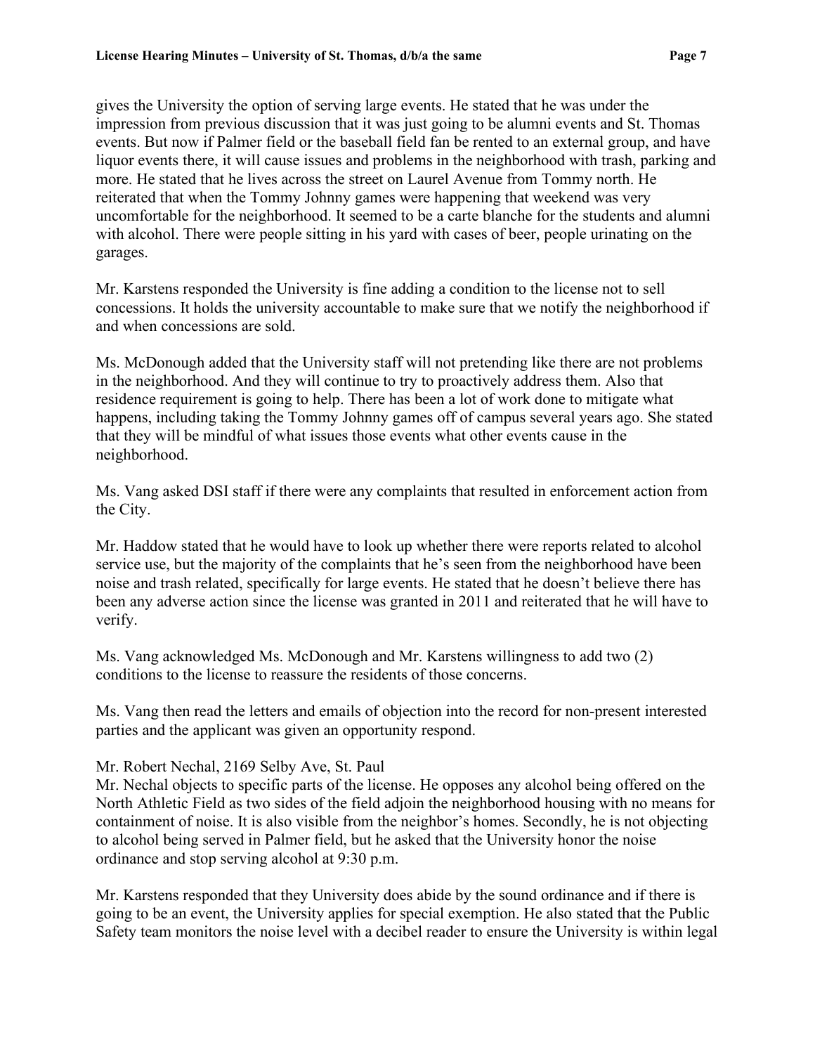gives the University the option of serving large events. He stated that he was under the impression from previous discussion that it was just going to be alumni events and St. Thomas events. But now if Palmer field or the baseball field fan be rented to an external group, and have liquor events there, it will cause issues and problems in the neighborhood with trash, parking and more. He stated that he lives across the street on Laurel Avenue from Tommy north. He reiterated that when the Tommy Johnny games were happening that weekend was very uncomfortable for the neighborhood. It seemed to be a carte blanche for the students and alumni with alcohol. There were people sitting in his yard with cases of beer, people urinating on the garages.

Mr. Karstens responded the University is fine adding a condition to the license not to sell concessions. It holds the university accountable to make sure that we notify the neighborhood if and when concessions are sold.

Ms. McDonough added that the University staff will not pretending like there are not problems in the neighborhood. And they will continue to try to proactively address them. Also that residence requirement is going to help. There has been a lot of work done to mitigate what happens, including taking the Tommy Johnny games off of campus several years ago. She stated that they will be mindful of what issues those events what other events cause in the neighborhood.

Ms. Vang asked DSI staff if there were any complaints that resulted in enforcement action from the City.

Mr. Haddow stated that he would have to look up whether there were reports related to alcohol service use, but the majority of the complaints that he's seen from the neighborhood have been noise and trash related, specifically for large events. He stated that he doesn't believe there has been any adverse action since the license was granted in 2011 and reiterated that he will have to verify.

Ms. Vang acknowledged Ms. McDonough and Mr. Karstens willingness to add two (2) conditions to the license to reassure the residents of those concerns.

Ms. Vang then read the letters and emails of objection into the record for non-present interested parties and the applicant was given an opportunity respond.

Mr. Robert Nechal, 2169 Selby Ave, St. Paul
Mr. Nechal objects to specific parts of the license. He opposes any alcohol being offered on the North Athletic Field as two sides of the field adjoin the neighborhood housing with no means for containment of noise. It is also visible from the neighbor's homes. Secondly, he is not objecting to alcohol being served in Palmer field, but he asked that the University honor the noise ordinance and stop serving alcohol at 9:30 p.m.

Mr. Karstens responded that they University does abide by the sound ordinance and if there is going to be an event, the University applies for special exemption. He also stated that the Public Safety team monitors the noise level with a decibel reader to ensure the University is within legal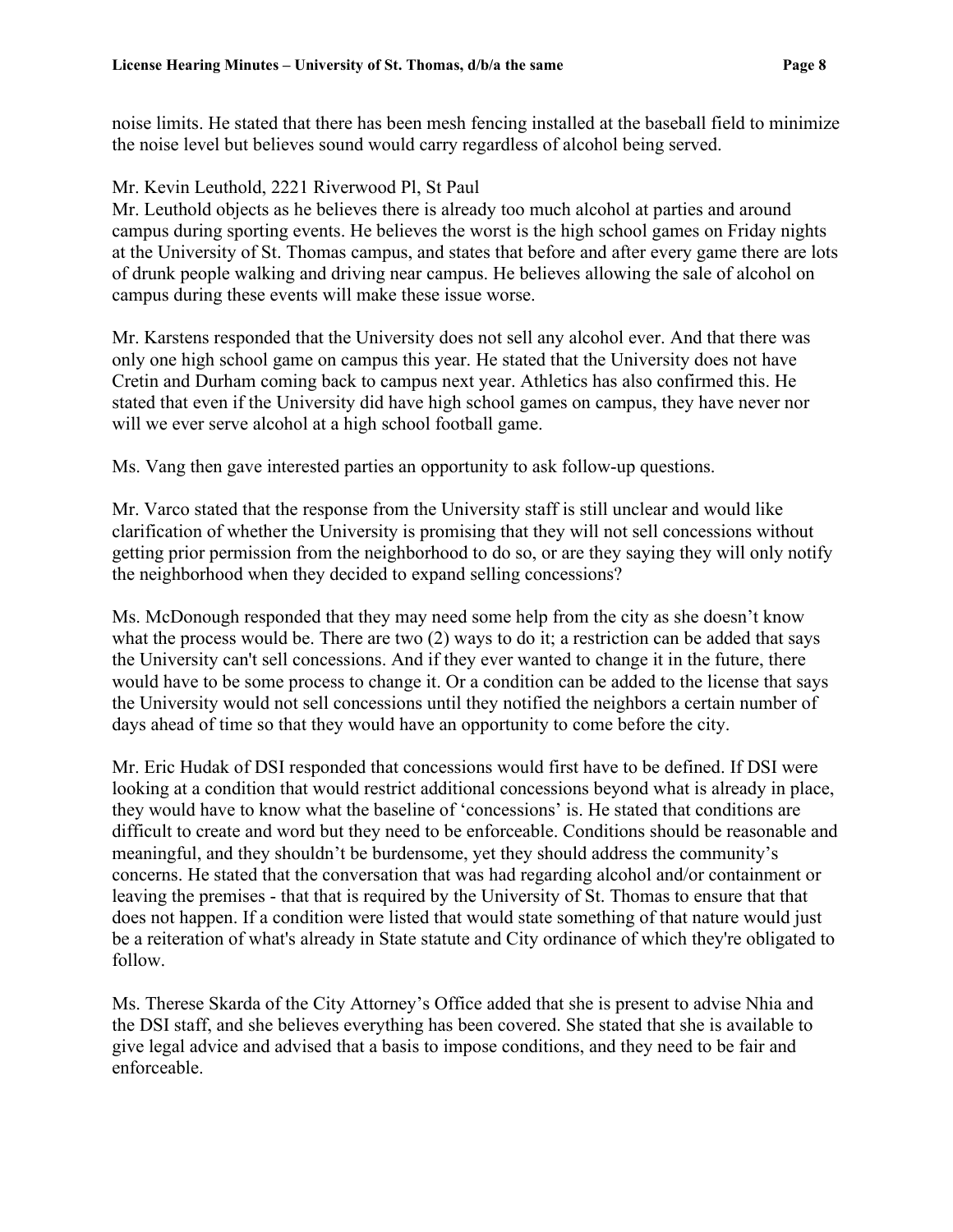noise limits. He stated that there has been mesh fencing installed at the baseball field to minimize the noise level but believes sound would carry regardless of alcohol being served.

Mr. Kevin Leuthold, 2221 Riverwood Pl, St Paul
Mr. Leuthold objects as he believes there is already too much alcohol at parties and around campus during sporting events. He believes the worst is the high school games on Friday nights at the University of St. Thomas campus, and states that before and after every game there are lots of drunk people walking and driving near campus. He believes allowing the sale of alcohol on campus during these events will make these issue worse.

Mr. Karstens responded that the University does not sell any alcohol ever. And that there was only one high school game on campus this year. He stated that the University does not have Cretin and Durham coming back to campus next year. Athletics has also confirmed this. He stated that even if the University did have high school games on campus, they have never nor will we ever serve alcohol at a high school football game.

Ms. Vang then gave interested parties an opportunity to ask follow-up questions.

Mr. Varco stated that the response from the University staff is still unclear and would like clarification of whether the University is promising that they will not sell concessions without getting prior permission from the neighborhood to do so, or are they saying they will only notify the neighborhood when they decided to expand selling concessions?

Ms. McDonough responded that they may need some help from the city as she doesn't know what the process would be. There are two (2) ways to do it; a restriction can be added that says the University can't sell concessions. And if they ever wanted to change it in the future, there would have to be some process to change it. Or a condition can be added to the license that says the University would not sell concessions until they notified the neighbors a certain number of days ahead of time so that they would have an opportunity to come before the city.

Mr. Eric Hudak of DSI responded that concessions would first have to be defined. If DSI were looking at a condition that would restrict additional concessions beyond what is already in place, they would have to know what the baseline of 'concessions' is. He stated that conditions are difficult to create and word but they need to be enforceable. Conditions should be reasonable and meaningful, and they shouldn't be burdensome, yet they should address the community's concerns. He stated that the conversation that was had regarding alcohol and/or containment or leaving the premises - that that is required by the University of St. Thomas to ensure that that does not happen. If a condition were listed that would state something of that nature would just be a reiteration of what's already in State statute and City ordinance of which they're obligated to follow.

Ms. Therese Skarda of the City Attorney's Office added that she is present to advise Nhia and the DSI staff, and she believes everything has been covered. She stated that she is available to give legal advice and advised that a basis to impose conditions, and they need to be fair and enforceable.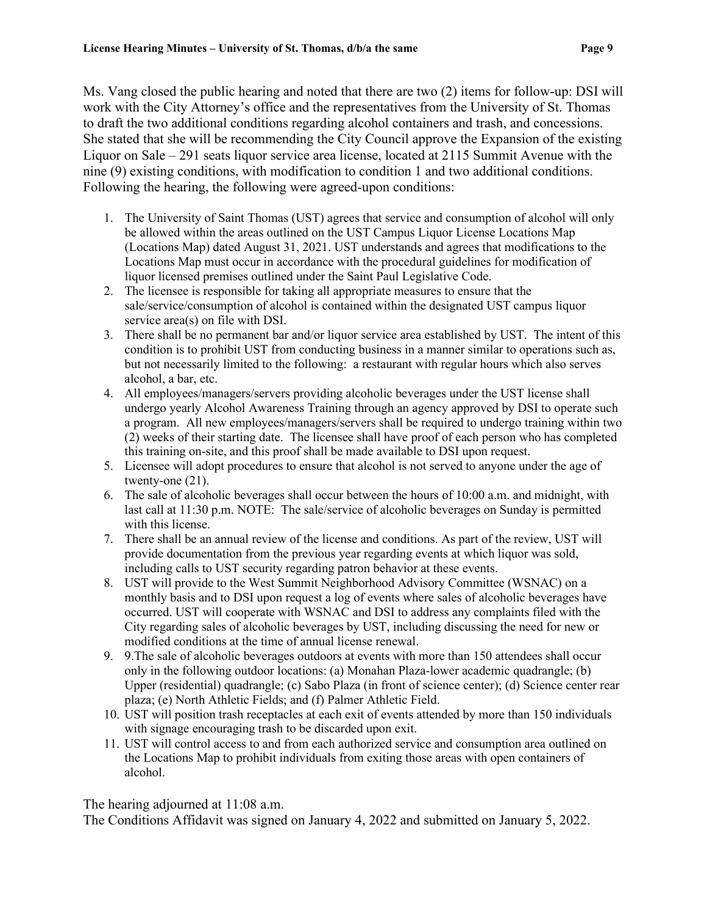Ms. Vang closed the public hearing and noted that there are two (2) items for follow-up: DSI will work with the City Attorney's office and the representatives from the University of St. Thomas to draft the two additional conditions regarding alcohol containers and trash, and concessions. She stated that she will be recommending the City Council approve the Expansion of the existing Liquor on Sale – 291 seats liquor service area license, located at 2115 Summit Avenue with the nine (9) existing conditions, with modification to condition 1 and two additional conditions. Following the hearing, the following were agreed-upon conditions:

1. The University of Saint Thomas (UST) agrees that service and consumption of alcohol will only be allowed within the areas outlined on the UST Campus Liquor License Locations Map (Locations Map) dated August 31, 2021. UST understands and agrees that modifications to the Locations Map must occur in accordance with the procedural guidelines for modification of liquor licensed premises outlined under the Saint Paul Legislative Code.
2. The licensee is responsible for taking all appropriate measures to ensure that the sale/service/consumption of alcohol is contained within the designated UST campus liquor service area(s) on file with DSI.
3. There shall be no permanent bar and/or liquor service area established by UST. The intent of this condition is to prohibit UST from conducting business in a manner similar to operations such as, but not necessarily limited to the following: a restaurant with regular hours which also serves alcohol, a bar, etc.
4. All employees/managers/servers providing alcoholic beverages under the UST license shall undergo yearly Alcohol Awareness Training through an agency approved by DSI to operate such a program. All new employees/managers/servers shall be required to undergo training within two (2) weeks of their starting date. The licensee shall have proof of each person who has completed this training on-site, and this proof shall be made available to DSI upon request.
5. Licensee will adopt procedures to ensure that alcohol is not served to anyone under the age of twenty-one (21).
6. The sale of alcoholic beverages shall occur between the hours of 10:00 a.m. and midnight, with last call at 11:30 p.m. NOTE: The sale/service of alcoholic beverages on Sunday is permitted with this license.
7. There shall be an annual review of the license and conditions. As part of the review, UST will provide documentation from the previous year regarding events at which liquor was sold, including calls to UST security regarding patron behavior at these events.
8. UST will provide to the West Summit Neighborhood Advisory Committee (WSNAC) on a monthly basis and to DSI upon request a log of events where sales of alcoholic beverages have occurred. UST will cooperate with WSNAC and DSI to address any complaints filed with the City regarding sales of alcoholic beverages by UST, including discussing the need for new or modified conditions at the time of annual license renewal.
9. 9.The sale of alcoholic beverages outdoors at events with more than 150 attendees shall occur only in the following outdoor locations: (a) Monahan Plaza-lower academic quadrangle; (b) Upper (residential) quadrangle; (c) Sabo Plaza (in front of science center); (d) Science center rear plaza; (e) North Athletic Fields; and (f) Palmer Athletic Field.
10. UST will position trash receptacles at each exit of events attended by more than 150 individuals with signage encouraging trash to be discarded upon exit.
11. UST will control access to and from each authorized service and consumption area outlined on the Locations Map to prohibit individuals from exiting those areas with open containers of alcohol.

The hearing adjourned at 11:08 a.m.
The Conditions Affidavit was signed on January 4, 2022 and submitted on January 5, 2022.